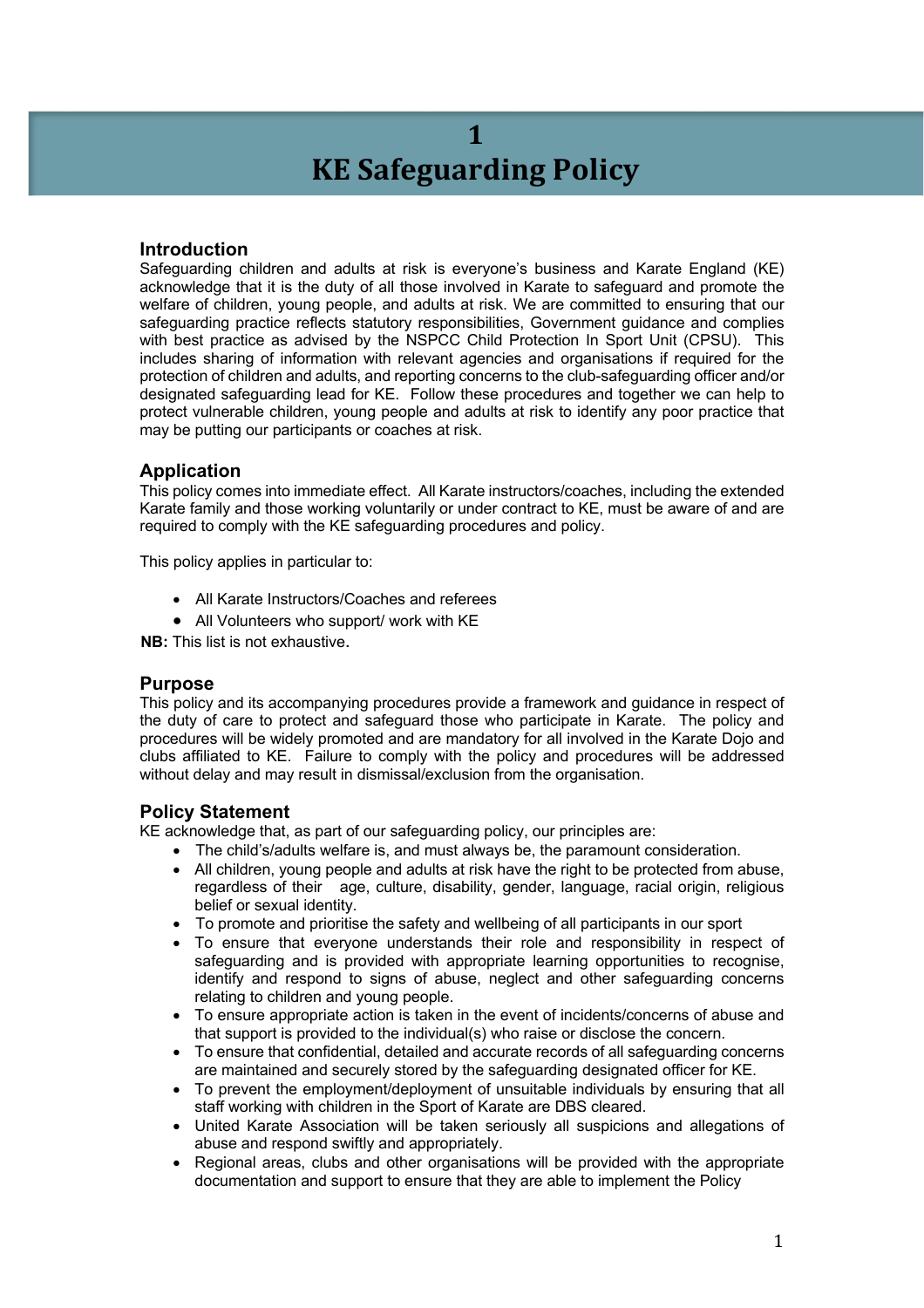# 1
# KE Safeguarding Policy

## Introduction

Safeguarding children and adults at risk is everyone's business and Karate England (KE) acknowledge that it is the duty of all those involved in Karate to safeguard and promote the welfare of children, young people, and adults at risk. We are committed to ensuring that our safeguarding practice reflects statutory responsibilities, Government guidance and complies with best practice as advised by the NSPCC Child Protection In Sport Unit (CPSU). This includes sharing of information with relevant agencies and organisations if required for the protection of children and adults, and reporting concerns to the club-safeguarding officer and/or designated safeguarding lead for KE. Follow these procedures and together we can help to protect vulnerable children, young people and adults at risk to identify any poor practice that may be putting our participants or coaches at risk.

## Application

This policy comes into immediate effect. All Karate instructors/coaches, including the extended Karate family and those working voluntarily or under contract to KE, must be aware of and are required to comply with the KE safeguarding procedures and policy.

This policy applies in particular to:

- All Karate Instructors/Coaches and referees
- All Volunteers who support/ work with KE

**NB:** This list is not exhaustive.

## Purpose

This policy and its accompanying procedures provide a framework and guidance in respect of the duty of care to protect and safeguard those who participate in Karate. The policy and procedures will be widely promoted and are mandatory for all involved in the Karate Dojo and clubs affiliated to KE. Failure to comply with the policy and procedures will be addressed without delay and may result in dismissal/exclusion from the organisation.

## Policy Statement

KE acknowledge that, as part of our safeguarding policy, our principles are:

- The child's/adults welfare is, and must always be, the paramount consideration.
- All children, young people and adults at risk have the right to be protected from abuse, regardless of their age, culture, disability, gender, language, racial origin, religious belief or sexual identity.
- To promote and prioritise the safety and wellbeing of all participants in our sport
- To ensure that everyone understands their role and responsibility in respect of safeguarding and is provided with appropriate learning opportunities to recognise, identify and respond to signs of abuse, neglect and other safeguarding concerns relating to children and young people.
- To ensure appropriate action is taken in the event of incidents/concerns of abuse and that support is provided to the individual(s) who raise or disclose the concern.
- To ensure that confidential, detailed and accurate records of all safeguarding concerns are maintained and securely stored by the safeguarding designated officer for KE.
- To prevent the employment/deployment of unsuitable individuals by ensuring that all staff working with children in the Sport of Karate are DBS cleared.
- United Karate Association will be taken seriously all suspicions and allegations of abuse and respond swiftly and appropriately.
- Regional areas, clubs and other organisations will be provided with the appropriate documentation and support to ensure that they are able to implement the Policy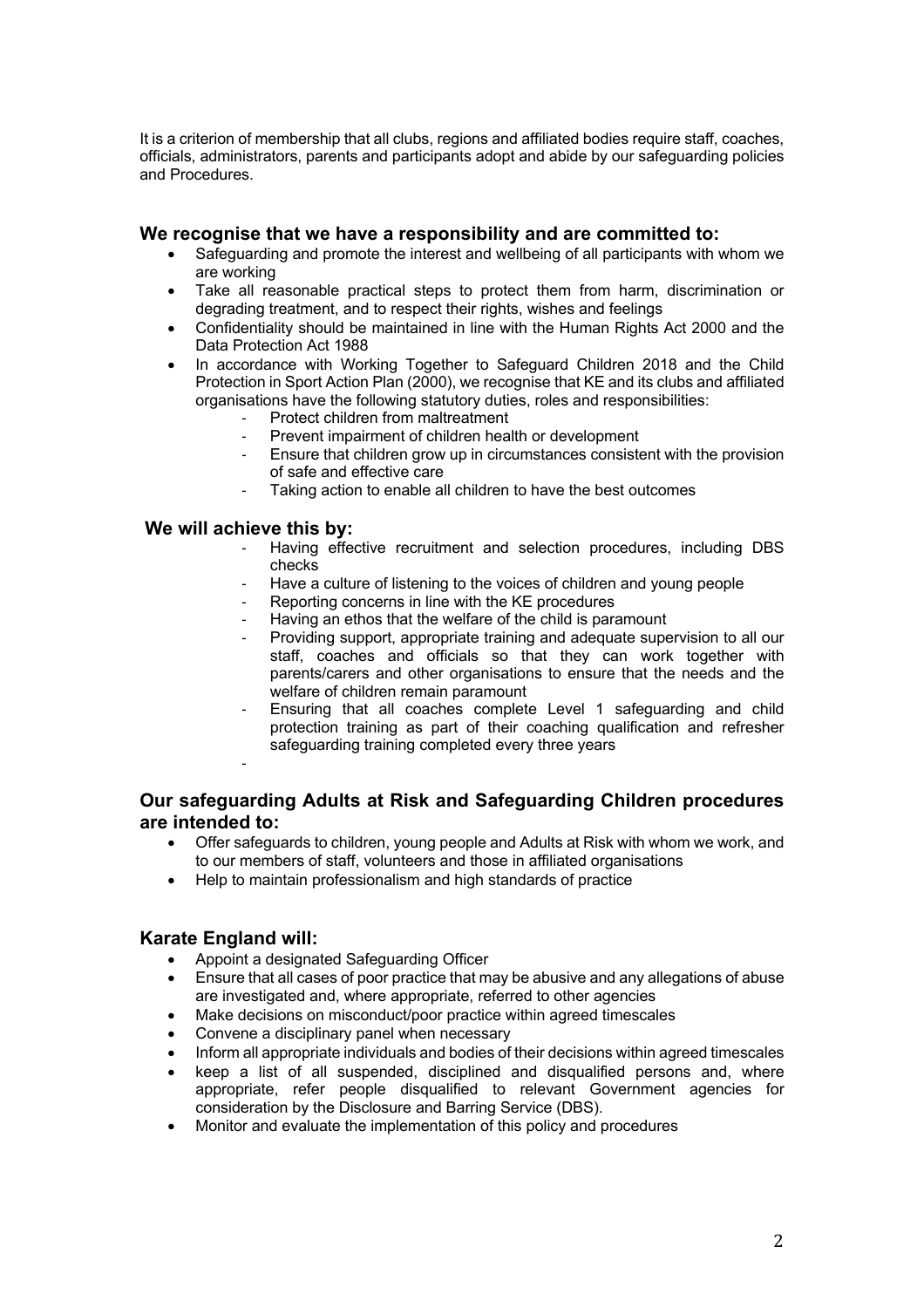It is a criterion of membership that all clubs, regions and affiliated bodies require staff, coaches, officials, administrators, parents and participants adopt and abide by our safeguarding policies and Procedures.

## We recognise that we have a responsibility and are committed to:

- Safeguarding and promote the interest and wellbeing of all participants with whom we are working
- Take all reasonable practical steps to protect them from harm, discrimination or degrading treatment, and to respect their rights, wishes and feelings
- Confidentiality should be maintained in line with the Human Rights Act 2000 and the Data Protection Act 1988
- In accordance with Working Together to Safeguard Children 2018 and the Child Protection in Sport Action Plan (2000), we recognise that KE and its clubs and affiliated organisations have the following statutory duties, roles and responsibilities:
  - Protect children from maltreatment
  - Prevent impairment of children health or development
  - Ensure that children grow up in circumstances consistent with the provision of safe and effective care
  - Taking action to enable all children to have the best outcomes

## We will achieve this by:

- Having effective recruitment and selection procedures, including DBS checks
- Have a culture of listening to the voices of children and young people
- Reporting concerns in line with the KE procedures
- Having an ethos that the welfare of the child is paramount
- Providing support, appropriate training and adequate supervision to all our staff, coaches and officials so that they can work together with parents/carers and other organisations to ensure that the needs and the welfare of children remain paramount
- Ensuring that all coaches complete Level 1 safeguarding and child protection training as part of their coaching qualification and refresher safeguarding training completed every three years

## Our safeguarding Adults at Risk and Safeguarding Children procedures are intended to:

- Offer safeguards to children, young people and Adults at Risk with whom we work, and to our members of staff, volunteers and those in affiliated organisations
- Help to maintain professionalism and high standards of practice

## Karate England will:

- Appoint a designated Safeguarding Officer
- Ensure that all cases of poor practice that may be abusive and any allegations of abuse are investigated and, where appropriate, referred to other agencies
- Make decisions on misconduct/poor practice within agreed timescales
- Convene a disciplinary panel when necessary
- Inform all appropriate individuals and bodies of their decisions within agreed timescales
- keep a list of all suspended, disciplined and disqualified persons and, where appropriate, refer people disqualified to relevant Government agencies for consideration by the Disclosure and Barring Service (DBS).
- Monitor and evaluate the implementation of this policy and procedures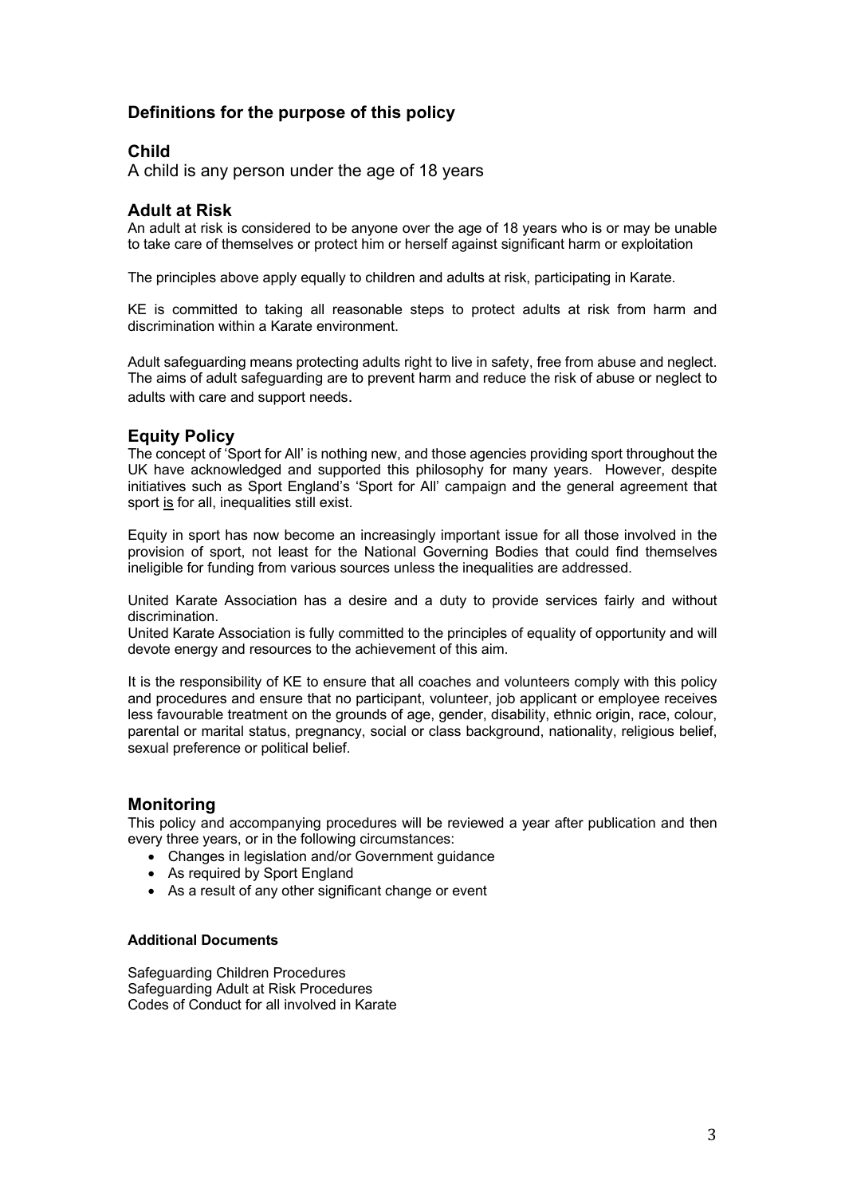## Definitions for the purpose of this policy

### Child

A child is any person under the age of 18 years

### Adult at Risk

An adult at risk is considered to be anyone over the age of 18 years who is or may be unable to take care of themselves or protect him or herself against significant harm or exploitation

The principles above apply equally to children and adults at risk, participating in Karate.

KE is committed to taking all reasonable steps to protect adults at risk from harm and discrimination within a Karate environment.

Adult safeguarding means protecting adults right to live in safety, free from abuse and neglect. The aims of adult safeguarding are to prevent harm and reduce the risk of abuse or neglect to adults with care and support needs.

### Equity Policy

The concept of 'Sport for All' is nothing new, and those agencies providing sport throughout the UK have acknowledged and supported this philosophy for many years. However, despite initiatives such as Sport England's 'Sport for All' campaign and the general agreement that sport is for all, inequalities still exist.

Equity in sport has now become an increasingly important issue for all those involved in the provision of sport, not least for the National Governing Bodies that could find themselves ineligible for funding from various sources unless the inequalities are addressed.

United Karate Association has a desire and a duty to provide services fairly and without discrimination.
United Karate Association is fully committed to the principles of equality of opportunity and will devote energy and resources to the achievement of this aim.

It is the responsibility of KE to ensure that all coaches and volunteers comply with this policy and procedures and ensure that no participant, volunteer, job applicant or employee receives less favourable treatment on the grounds of age, gender, disability, ethnic origin, race, colour, parental or marital status, pregnancy, social or class background, nationality, religious belief, sexual preference or political belief.

### Monitoring

This policy and accompanying procedures will be reviewed a year after publication and then every three years, or in the following circumstances:

- Changes in legislation and/or Government guidance
- As required by Sport England
- As a result of any other significant change or event

#### Additional Documents

Safeguarding Children Procedures
Safeguarding Adult at Risk Procedures
Codes of Conduct for all involved in Karate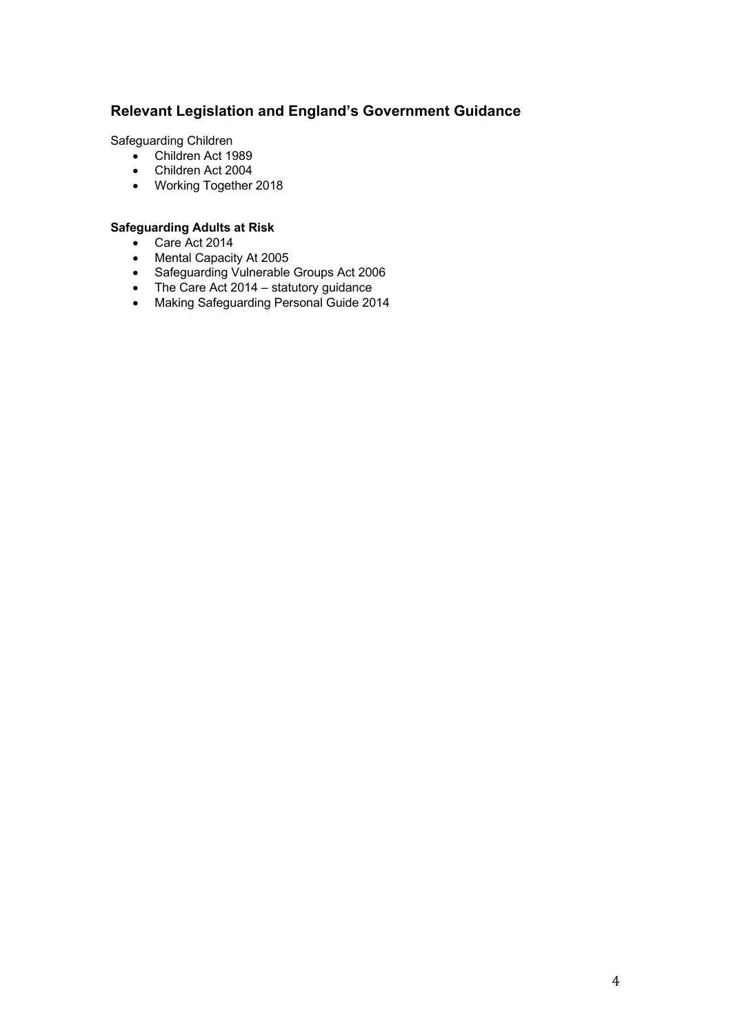## Relevant Legislation and England's Government Guidance

Safeguarding Children

- Children Act 1989
- Children Act 2004
- Working Together 2018

**Safeguarding Adults at Risk**

- Care Act 2014
- Mental Capacity At 2005
- Safeguarding Vulnerable Groups Act 2006
- The Care Act 2014 – statutory guidance
- Making Safeguarding Personal Guide 2014